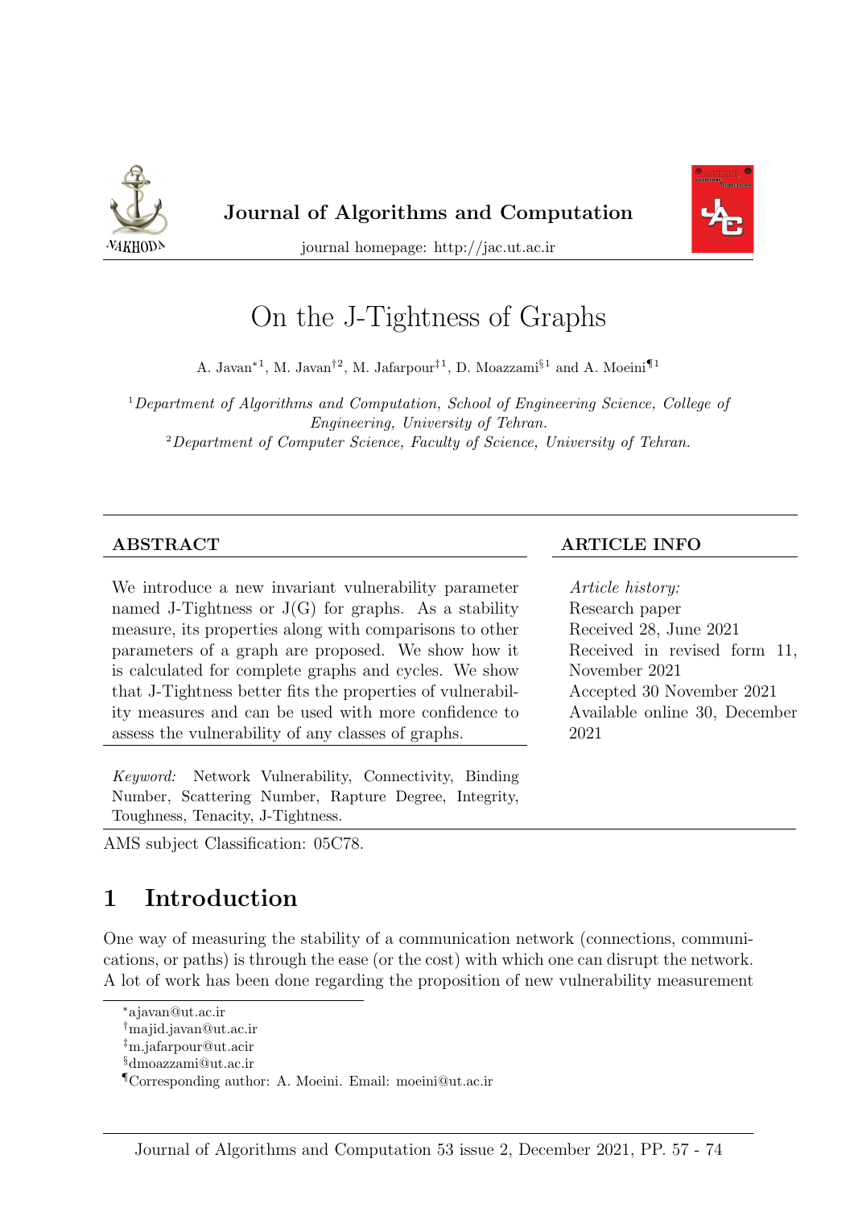Journal of Algorithms and Computation

journal homepage: http://jac.ut.ac.ir

# On the J-Tightness of Graphs

A. Javan[*1], M. Javan[†2], M. Jafarpour[‡1], D. Moazzami[§1] and A. Moeini[¶1]

[1] *Department of Algorithms and Computation, School of Engineering Science, College of Engineering, University of Tehran.*
[2] *Department of Computer Science, Faculty of Science, University of Tehran.*

## ABSTRACT

We introduce a new invariant vulnerability parameter named J-Tightness or J(G) for graphs. As a stability measure, its properties along with comparisons to other parameters of a graph are proposed. We show how it is calculated for complete graphs and cycles. We show that J-Tightness better fits the properties of vulnerability measures and can be used with more confidence to assess the vulnerability of any classes of graphs.

*Keyword:* Network Vulnerability, Connectivity, Binding Number, Scattering Number, Rapture Degree, Integrity, Toughness, Tenacity, J-Tightness.

## ARTICLE INFO

*Article history:*
Research paper
Received 28, June 2021
Received in revised form 11, November 2021
Accepted 30 November 2021
Available online 30, December 2021

AMS subject Classification: 05C78.

## 1 Introduction

One way of measuring the stability of a communication network (connections, communications, or paths) is through the ease (or the cost) with which one can disrupt the network. A lot of work has been done regarding the proposition of new vulnerability measurement

[*] ajavan@ut.ac.ir
[†] majid.javan@ut.ac.ir
[‡] m.jafarpour@ut.acir
[§] dmoazzami@ut.ac.ir
[¶] Corresponding author: A. Moeini. Email: moeini@ut.ac.ir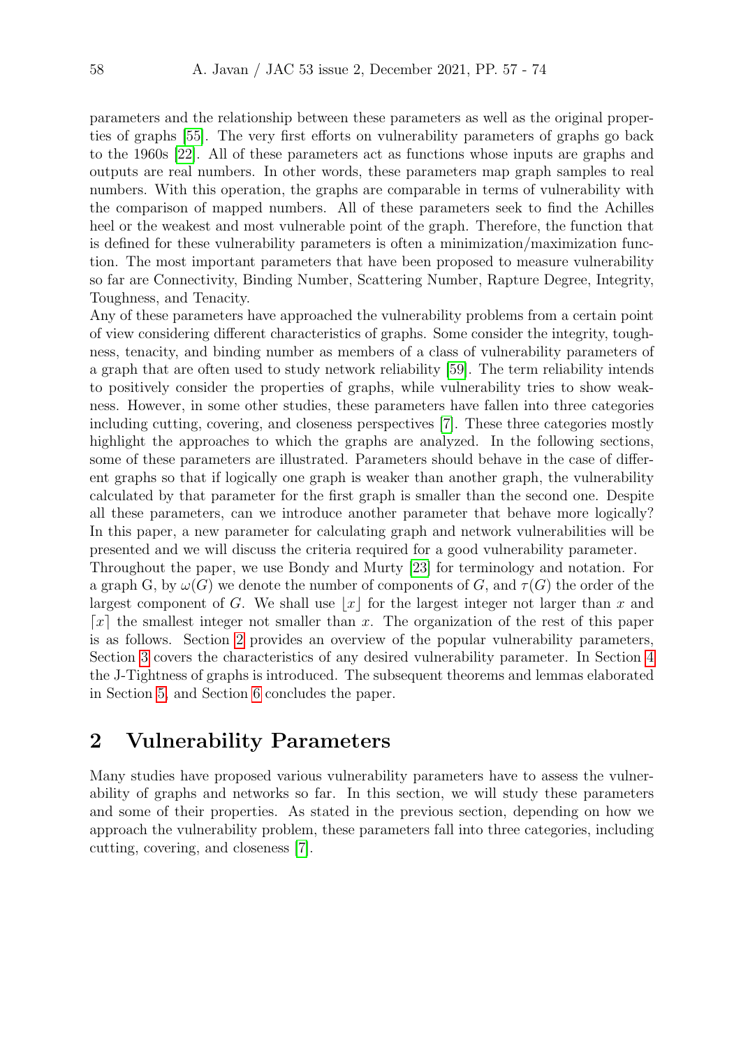parameters and the relationship between these parameters as well as the original properties of graphs [55]. The very first efforts on vulnerability parameters of graphs go back to the 1960s [22]. All of these parameters act as functions whose inputs are graphs and outputs are real numbers. In other words, these parameters map graph samples to real numbers. With this operation, the graphs are comparable in terms of vulnerability with the comparison of mapped numbers. All of these parameters seek to find the Achilles heel or the weakest and most vulnerable point of the graph. Therefore, the function that is defined for these vulnerability parameters is often a minimization/maximization function. The most important parameters that have been proposed to measure vulnerability so far are Connectivity, Binding Number, Scattering Number, Rapture Degree, Integrity, Toughness, and Tenacity.

Any of these parameters have approached the vulnerability problems from a certain point of view considering different characteristics of graphs. Some consider the integrity, toughness, tenacity, and binding number as members of a class of vulnerability parameters of a graph that are often used to study network reliability [59]. The term reliability intends to positively consider the properties of graphs, while vulnerability tries to show weakness. However, in some other studies, these parameters have fallen into three categories including cutting, covering, and closeness perspectives [7]. These three categories mostly highlight the approaches to which the graphs are analyzed. In the following sections, some of these parameters are illustrated. Parameters should behave in the case of different graphs so that if logically one graph is weaker than another graph, the vulnerability calculated by that parameter for the first graph is smaller than the second one. Despite all these parameters, can we introduce another parameter that behave more logically? In this paper, a new parameter for calculating graph and network vulnerabilities will be presented and we will discuss the criteria required for a good vulnerability parameter.

Throughout the paper, we use Bondy and Murty [23] for terminology and notation. For a graph G, by $\omega(G)$ we denote the number of components of $G$, and $\tau(G)$ the order of the largest component of $G$. We shall use $\lfloor x \rfloor$ for the largest integer not larger than $x$ and $\lceil x \rceil$ the smallest integer not smaller than $x$. The organization of the rest of this paper is as follows. Section 2 provides an overview of the popular vulnerability parameters, Section 3 covers the characteristics of any desired vulnerability parameter. In Section 4 the J-Tightness of graphs is introduced. The subsequent theorems and lemmas elaborated in Section 5, and Section 6 concludes the paper.

## 2 Vulnerability Parameters

Many studies have proposed various vulnerability parameters have to assess the vulnerability of graphs and networks so far. In this section, we will study these parameters and some of their properties. As stated in the previous section, depending on how we approach the vulnerability problem, these parameters fall into three categories, including cutting, covering, and closeness [7].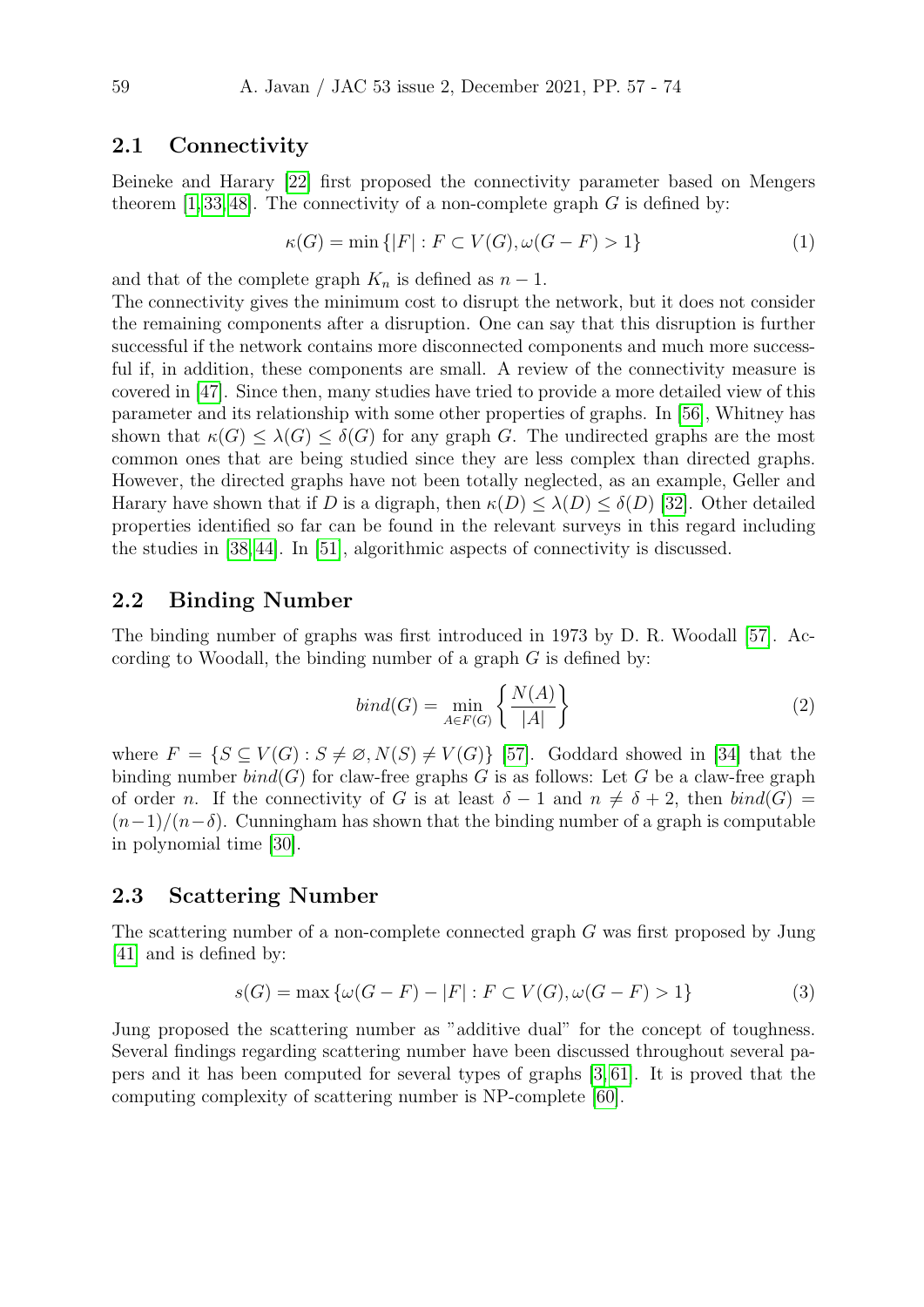## 2.1 Connectivity

Beineke and Harary [22] first proposed the connectivity parameter based on Mengers theorem [1,33,48]. The connectivity of a non-complete graph $G$ is defined by:

$$\kappa(G) = \min\{|F| : F \subset V(G), \omega(G-F) > 1\} \tag{1}$$

and that of the complete graph $K_n$ is defined as $n-1$.

The connectivity gives the minimum cost to disrupt the network, but it does not consider the remaining components after a disruption. One can say that this disruption is further successful if the network contains more disconnected components and much more successful if, in addition, these components are small. A review of the connectivity measure is covered in [47]. Since then, many studies have tried to provide a more detailed view of this parameter and its relationship with some other properties of graphs. In [56], Whitney has shown that $\kappa(G) \leq \lambda(G) \leq \delta(G)$ for any graph $G$. The undirected graphs are the most common ones that are being studied since they are less complex than directed graphs. However, the directed graphs have not been totally neglected, as an example, Geller and Harary have shown that if $D$ is a digraph, then $\kappa(D) \leq \lambda(D) \leq \delta(D)$ [32]. Other detailed properties identified so far can be found in the relevant surveys in this regard including the studies in [38,44]. In [51], algorithmic aspects of connectivity is discussed.

## 2.2 Binding Number

The binding number of graphs was first introduced in 1973 by D. R. Woodall [57]. According to Woodall, the binding number of a graph $G$ is defined by:

$$bind(G) = \min_{A \in F(G)} \left\{ \frac{N(A)}{|A|} \right\} \tag{2}$$

where $F = \{S \subseteq V(G) : S \neq \varnothing, N(S) \neq V(G)\}$ [57]. Goddard showed in [34] that the binding number $bind(G)$ for claw-free graphs $G$ is as follows: Let $G$ be a claw-free graph of order $n$. If the connectivity of $G$ is at least $\delta - 1$ and $n \neq \delta + 2$, then $bind(G) = (n-1)/(n-\delta)$. Cunningham has shown that the binding number of a graph is computable in polynomial time [30].

## 2.3 Scattering Number

The scattering number of a non-complete connected graph $G$ was first proposed by Jung [41] and is defined by:

$$s(G) = \max\{\omega(G-F) - |F| : F \subset V(G), \omega(G-F) > 1\} \tag{3}$$

Jung proposed the scattering number as "additive dual" for the concept of toughness. Several findings regarding scattering number have been discussed throughout several papers and it has been computed for several types of graphs [3,61]. It is proved that the computing complexity of scattering number is NP-complete [60].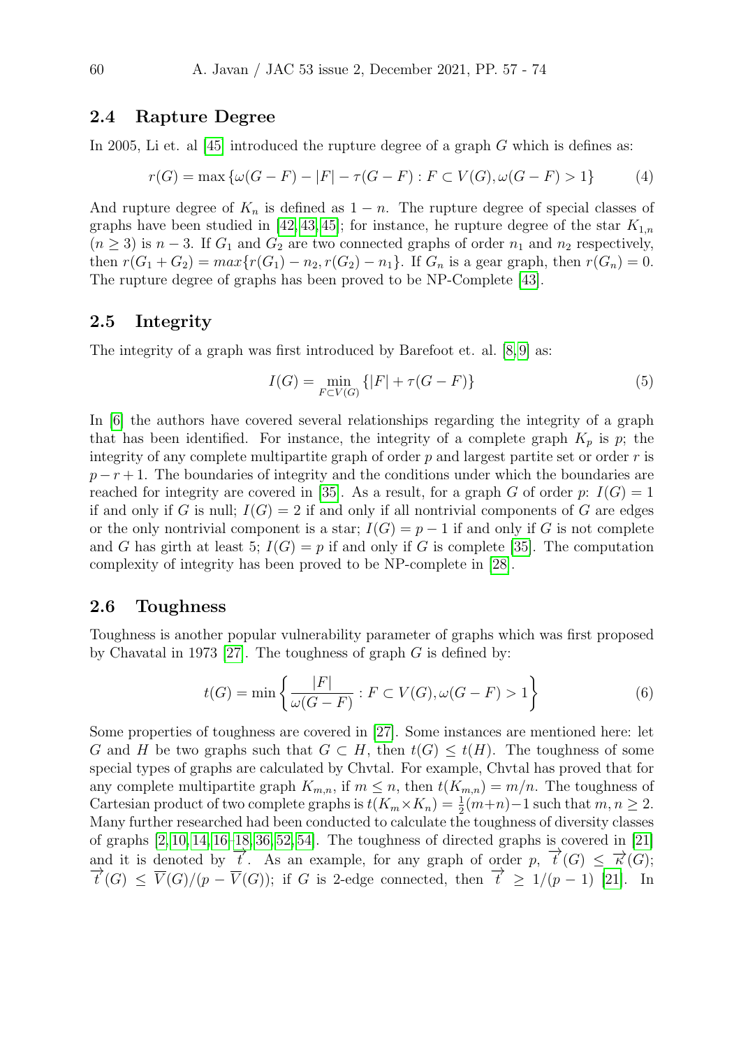## 2.4 Rapture Degree

In 2005, Li et. al [45] introduced the rupture degree of a graph $G$ which is defines as:

$$r(G) = \max\{\omega(G-F) - |F| - \tau(G-F) : F \subset V(G), \omega(G-F) > 1\} \tag{4}$$

And rupture degree of $K_n$ is defined as $1-n$. The rupture degree of special classes of graphs have been studied in [42, 43, 45]; for instance, he rupture degree of the star $K_{1,n}$ ($n \geq 3$) is $n-3$. If $G_1$ and $G_2$ are two connected graphs of order $n_1$ and $n_2$ respectively, then $r(G_1 + G_2) = max\{r(G_1) - n_2, r(G_2) - n_1\}$. If $G_n$ is a gear graph, then $r(G_n) = 0$. The rupture degree of graphs has been proved to be NP-Complete [43].

## 2.5 Integrity

The integrity of a graph was first introduced by Barefoot et. al. [8, 9] as:

$$I(G) = \min_{F \subset V(G)} \{|F| + \tau(G-F)\} \tag{5}$$

In [6] the authors have covered several relationships regarding the integrity of a graph that has been identified. For instance, the integrity of a complete graph $K_p$ is $p$; the integrity of any complete multipartite graph of order $p$ and largest partite set or order $r$ is $p-r+1$. The boundaries of integrity and the conditions under which the boundaries are reached for integrity are covered in [35]. As a result, for a graph $G$ of order $p$: $I(G) = 1$ if and only if $G$ is null; $I(G) = 2$ if and only if all nontrivial components of $G$ are edges or the only nontrivial component is a star; $I(G) = p-1$ if and only if $G$ is not complete and $G$ has girth at least 5; $I(G) = p$ if and only if $G$ is complete [35]. The computation complexity of integrity has been proved to be NP-complete in [28].

## 2.6 Toughness

Toughness is another popular vulnerability parameter of graphs which was first proposed by Chavatal in 1973 [27]. The toughness of graph $G$ is defined by:

$$t(G) = \min\left\{\frac{|F|}{\omega(G-F)} : F \subset V(G), \omega(G-F) > 1\right\} \tag{6}$$

Some properties of toughness are covered in [27]. Some instances are mentioned here: let $G$ and $H$ be two graphs such that $G \subset H$, then $t(G) \leq t(H)$. The toughness of some special types of graphs are calculated by Chvtal. For example, Chvtal has proved that for any complete multipartite graph $K_{m,n}$, if $m \leq n$, then $t(K_{m,n}) = m/n$. The toughness of Cartesian product of two complete graphs is $t(K_m \times K_n) = \frac{1}{2}(m+n) - 1$ such that $m, n \geq 2$. Many further researched had been conducted to calculate the toughness of diversity classes of graphs [2, 10, 14, 16–18, 36, 52, 54]. The toughness of directed graphs is covered in [21] and it is denoted by $\overrightarrow{t}$. As an example, for any graph of order $p$, $\overrightarrow{t}(G) \leq \overrightarrow{\kappa}(G)$; $\overrightarrow{t}(G) \leq \overline{V}(G)/(p - \overline{V}(G))$; if $G$ is 2-edge connected, then $\overrightarrow{t} \geq 1/(p-1)$ [21]. In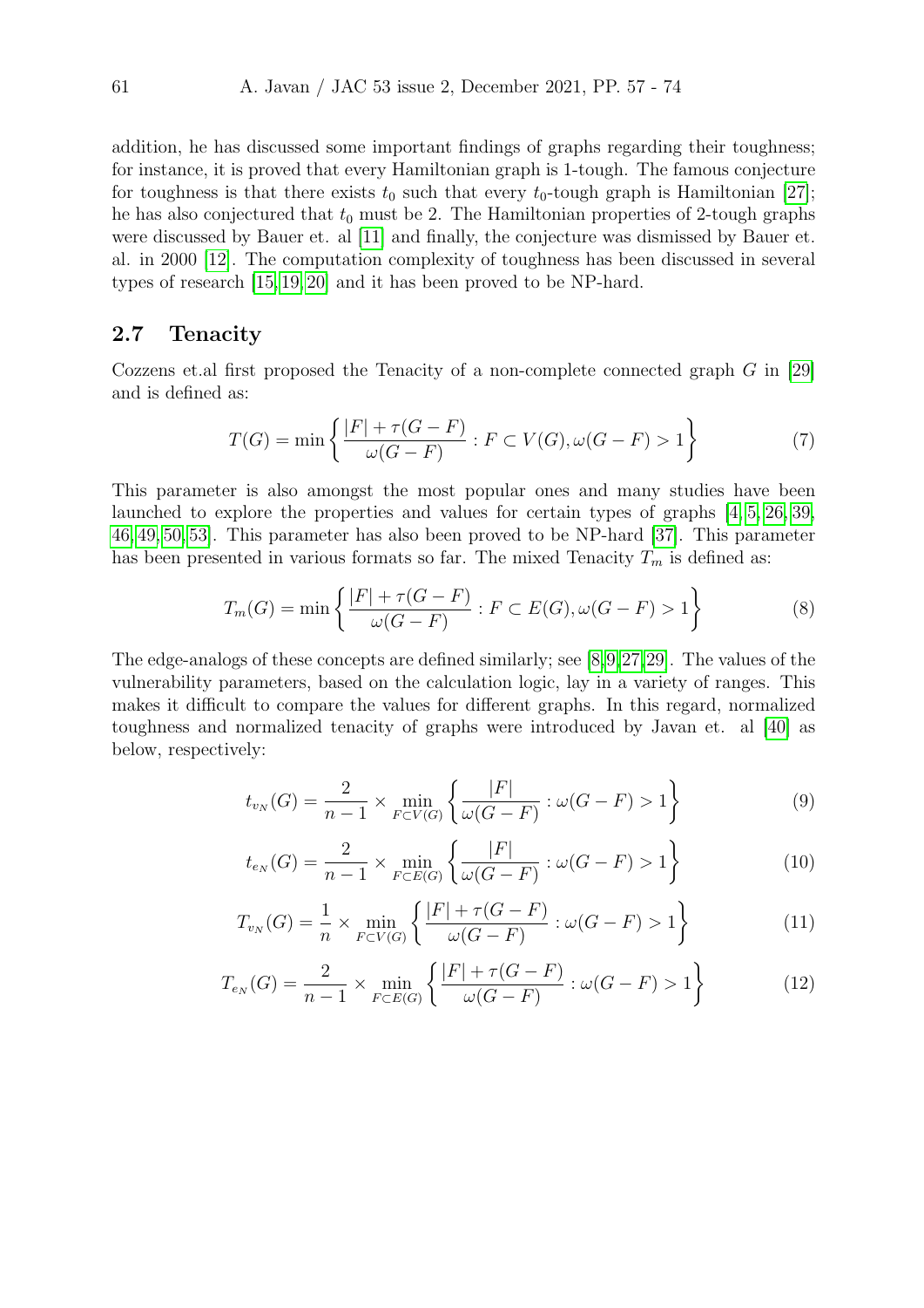addition, he has discussed some important findings of graphs regarding their toughness; for instance, it is proved that every Hamiltonian graph is 1-tough. The famous conjecture for toughness is that there exists $t_0$ such that every $t_0$-tough graph is Hamiltonian [27]; he has also conjectured that $t_0$ must be 2. The Hamiltonian properties of 2-tough graphs were discussed by Bauer et. al [11] and finally, the conjecture was dismissed by Bauer et. al. in 2000 [12]. The computation complexity of toughness has been discussed in several types of research [15, 19, 20] and it has been proved to be NP-hard.

## 2.7 Tenacity

Cozzens et.al first proposed the Tenacity of a non-complete connected graph $G$ in [29] and is defined as:

$$T(G) = \min \left\{ \frac{|F| + \tau(G - F)}{\omega(G - F)} : F \subset V(G), \omega(G - F) > 1 \right\} \tag{7}$$

This parameter is also amongst the most popular ones and many studies have been launched to explore the properties and values for certain types of graphs [4, 5, 26, 39, 46, 49, 50, 53]. This parameter has also been proved to be NP-hard [37]. This parameter has been presented in various formats so far. The mixed Tenacity $T_m$ is defined as:

$$T_m(G) = \min \left\{ \frac{|F| + \tau(G - F)}{\omega(G - F)} : F \subset E(G), \omega(G - F) > 1 \right\} \tag{8}$$

The edge-analogs of these concepts are defined similarly; see [8, 9, 27, 29]. The values of the vulnerability parameters, based on the calculation logic, lay in a variety of ranges. This makes it difficult to compare the values for different graphs. In this regard, normalized toughness and normalized tenacity of graphs were introduced by Javan et. al [40] as below, respectively:

$$t_{v_N}(G) = \frac{2}{n-1} \times \min_{F \subset V(G)} \left\{ \frac{|F|}{\omega(G - F)} : \omega(G - F) > 1 \right\} \tag{9}$$

$$t_{e_N}(G) = \frac{2}{n-1} \times \min_{F \subset E(G)} \left\{ \frac{|F|}{\omega(G - F)} : \omega(G - F) > 1 \right\} \tag{10}$$

$$T_{v_N}(G) = \frac{1}{n} \times \min_{F \subset V(G)} \left\{ \frac{|F| + \tau(G - F)}{\omega(G - F)} : \omega(G - F) > 1 \right\} \tag{11}$$

$$T_{e_N}(G) = \frac{2}{n-1} \times \min_{F \subset E(G)} \left\{ \frac{|F| + \tau(G - F)}{\omega(G - F)} : \omega(G - F) > 1 \right\} \tag{12}$$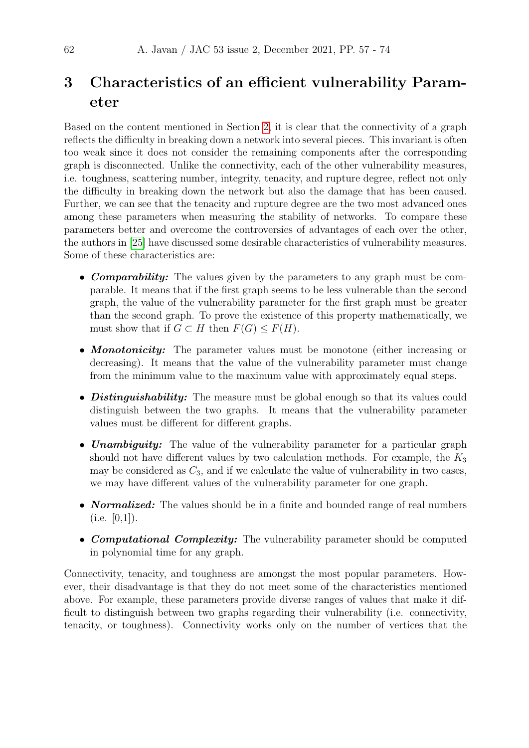# 3 Characteristics of an efficient vulnerability Parameter

Based on the content mentioned in Section 2, it is clear that the connectivity of a graph reflects the difficulty in breaking down a network into several pieces. This invariant is often too weak since it does not consider the remaining components after the corresponding graph is disconnected. Unlike the connectivity, each of the other vulnerability measures, i.e. toughness, scattering number, integrity, tenacity, and rupture degree, reflect not only the difficulty in breaking down the network but also the damage that has been caused. Further, we can see that the tenacity and rupture degree are the two most advanced ones among these parameters when measuring the stability of networks. To compare these parameters better and overcome the controversies of advantages of each over the other, the authors in [25] have discussed some desirable characteristics of vulnerability measures. Some of these characteristics are:

- ***Comparability:*** The values given by the parameters to any graph must be comparable. It means that if the first graph seems to be less vulnerable than the second graph, the value of the vulnerability parameter for the first graph must be greater than the second graph. To prove the existence of this property mathematically, we must show that if $G \subset H$ then $F(G) \leq F(H)$.
- ***Monotonicity:*** The parameter values must be monotone (either increasing or decreasing). It means that the value of the vulnerability parameter must change from the minimum value to the maximum value with approximately equal steps.
- ***Distinguishability:*** The measure must be global enough so that its values could distinguish between the two graphs. It means that the vulnerability parameter values must be different for different graphs.
- ***Unambiguity:*** The value of the vulnerability parameter for a particular graph should not have different values by two calculation methods. For example, the $K_3$ may be considered as $C_3$, and if we calculate the value of vulnerability in two cases, we may have different values of the vulnerability parameter for one graph.
- ***Normalized:*** The values should be in a finite and bounded range of real numbers (i.e. [0,1]).
- ***Computational Complexity:*** The vulnerability parameter should be computed in polynomial time for any graph.

Connectivity, tenacity, and toughness are amongst the most popular parameters. However, their disadvantage is that they do not meet some of the characteristics mentioned above. For example, these parameters provide diverse ranges of values that make it difficult to distinguish between two graphs regarding their vulnerability (i.e. connectivity, tenacity, or toughness). Connectivity works only on the number of vertices that the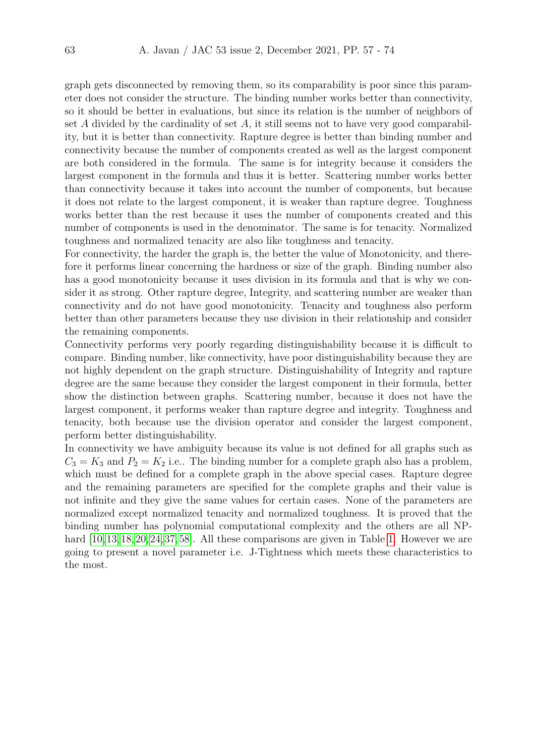graph gets disconnected by removing them, so its comparability is poor since this parameter does not consider the structure. The binding number works better than connectivity, so it should be better in evaluations, but since its relation is the number of neighbors of set $A$ divided by the cardinality of set $A$, it still seems not to have very good comparability, but it is better than connectivity. Rapture degree is better than binding number and connectivity because the number of components created as well as the largest component are both considered in the formula. The same is for integrity because it considers the largest component in the formula and thus it is better. Scattering number works better than connectivity because it takes into account the number of components, but because it does not relate to the largest component, it is weaker than rapture degree. Toughness works better than the rest because it uses the number of components created and this number of components is used in the denominator. The same is for tenacity. Normalized toughness and normalized tenacity are also like toughness and tenacity.

For connectivity, the harder the graph is, the better the value of Monotonicity, and therefore it performs linear concerning the hardness or size of the graph. Binding number also has a good monotonicity because it uses division in its formula and that is why we consider it as strong. Other rapture degree, Integrity, and scattering number are weaker than connectivity and do not have good monotonicity. Tenacity and toughness also perform better than other parameters because they use division in their relationship and consider the remaining components.

Connectivity performs very poorly regarding distinguishability because it is difficult to compare. Binding number, like connectivity, have poor distinguishability because they are not highly dependent on the graph structure. Distinguishability of Integrity and rapture degree are the same because they consider the largest component in their formula, better show the distinction between graphs. Scattering number, because it does not have the largest component, it performs weaker than rapture degree and integrity. Toughness and tenacity, both because use the division operator and consider the largest component, perform better distinguishability.

In connectivity we have ambiguity because its value is not defined for all graphs such as $C_3 = K_3$ and $P_2 = K_2$ i.e.. The binding number for a complete graph also has a problem, which must be defined for a complete graph in the above special cases. Rapture degree and the remaining parameters are specified for the complete graphs and their value is not infinite and they give the same values for certain cases. None of the parameters are normalized except normalized tenacity and normalized toughness. It is proved that the binding number has polynomial computational complexity and the others are all NP-hard [10,13,18,20,24,37,58]. All these comparisons are given in Table 1. However we are going to present a novel parameter i.e. J-Tightness which meets these characteristics to the most.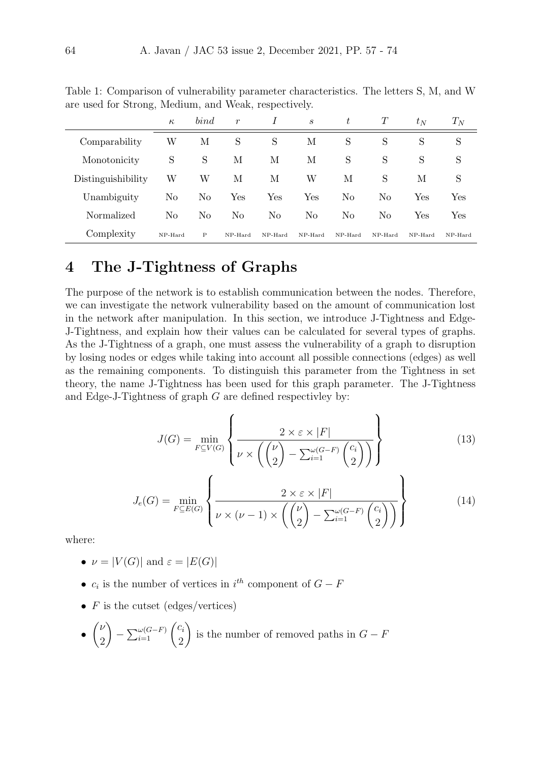Table 1: Comparison of vulnerability parameter characteristics. The letters S, M, and W are used for Strong, Medium, and Weak, respectively.

| | $\kappa$ | $bind$ | $r$ | $I$ | $s$ | $t$ | $T$ | $t_N$ | $T_N$ |
|---|---|---|---|---|---|---|---|---|---|
| Comparability | W | M | S | S | M | S | S | S | S |
| Monotonicity | S | S | M | M | M | S | S | S | S |
| Distinguishibility | W | W | M | M | W | M | S | M | S |
| Unambiguity | No | No | Yes | Yes | Yes | No | No | Yes | Yes |
| Normalized | No | No | No | No | No | No | No | Yes | Yes |
| Complexity | NP-Hard | P | NP-Hard | NP-Hard | NP-Hard | NP-Hard | NP-Hard | NP-Hard | NP-Hard |

# 4 The J-Tightness of Graphs

The purpose of the network is to establish communication between the nodes. Therefore, we can investigate the network vulnerability based on the amount of communication lost in the network after manipulation. In this section, we introduce J-Tightness and Edge-J-Tightness, and explain how their values can be calculated for several types of graphs. As the J-Tightness of a graph, one must assess the vulnerability of a graph to disruption by losing nodes or edges while taking into account all possible connections (edges) as well as the remaining components. To distinguish this parameter from the Tightness in set theory, the name J-Tightness has been used for this graph parameter. The J-Tightness and Edge-J-Tightness of graph $G$ are defined respectivley by:

$$J(G) = \min_{F \subseteq V(G)} \left\{ \frac{2 \times \varepsilon \times |F|}{\nu \times \left( \binom{\nu}{2} - \sum_{i=1}^{\omega(G-F)} \binom{c_i}{2} \right)} \right\} \tag{13}$$

$$J_e(G) = \min_{F \subseteq E(G)} \left\{ \frac{2 \times \varepsilon \times |F|}{\nu \times (\nu - 1) \times \left( \binom{\nu}{2} - \sum_{i=1}^{\omega(G-F)} \binom{c_i}{2} \right)} \right\} \tag{14}$$

where:

- $\nu = |V(G)|$ and $\varepsilon = |E(G)|$
- $c_i$ is the number of vertices in $i^{th}$ component of $G - F$
- $F$ is the cutset (edges/vertices)
- $\binom{\nu}{2} - \sum_{i=1}^{\omega(G-F)} \binom{c_i}{2}$ is the number of removed paths in $G - F$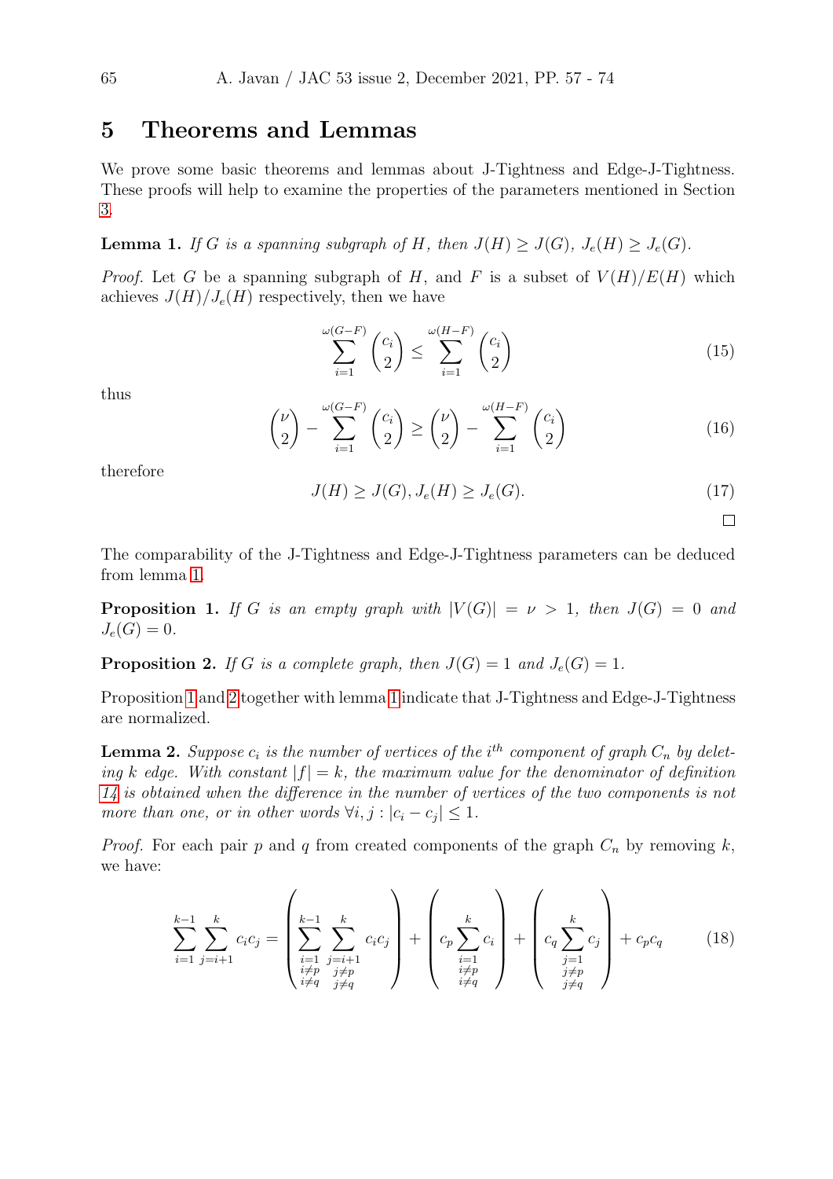## 5 Theorems and Lemmas

We prove some basic theorems and lemmas about J-Tightness and Edge-J-Tightness. These proofs will help to examine the properties of the parameters mentioned in Section 3.

**Lemma 1.** *If $G$ is a spanning subgraph of $H$, then $J(H) \geq J(G)$, $J_e(H) \geq J_e(G)$.*

*Proof.* Let $G$ be a spanning subgraph of $H$, and $F$ is a subset of $V(H)/E(H)$ which achieves $J(H)/J_e(H)$ respectively, then we have

$$\sum_{i=1}^{\omega(G-F)} \binom{c_i}{2} \leq \sum_{i=1}^{\omega(H-F)} \binom{c_i}{2} \tag{15}$$

thus

$$\binom{\nu}{2} - \sum_{i=1}^{\omega(G-F)} \binom{c_i}{2} \geq \binom{\nu}{2} - \sum_{i=1}^{\omega(H-F)} \binom{c_i}{2} \tag{16}$$

therefore

$$J(H) \geq J(G), J_e(H) \geq J_e(G). \tag{17}$$

□

The comparability of the J-Tightness and Edge-J-Tightness parameters can be deduced from lemma 1.

**Proposition 1.** *If $G$ is an empty graph with $|V(G)| = \nu > 1$, then $J(G) = 0$ and $J_e(G) = 0$.*

**Proposition 2.** *If $G$ is a complete graph, then $J(G) = 1$ and $J_e(G) = 1$.*

Proposition 1 and 2 together with lemma 1 indicate that J-Tightness and Edge-J-Tightness are normalized.

**Lemma 2.** *Suppose $c_i$ is the number of vertices of the $i^{th}$ component of graph $C_n$ by deleting $k$ edge. With constant $|f| = k$, the maximum value for the denominator of definition 14 is obtained when the difference in the number of vertices of the two components is not more than one, or in other words $\forall i, j : |c_i - c_j| \leq 1$.*

*Proof.* For each pair $p$ and $q$ from created components of the graph $C_n$ by removing $k$, we have:

$$\sum_{i=1}^{k-1} \sum_{j=i+1}^{k} c_i c_j = \left( \sum_{\substack{i=1 \\ i \neq p \\ i \neq q}}^{k-1} \sum_{\substack{j=i+1 \\ j \neq p \\ j \neq q}}^{k} c_i c_j \right) + \left( c_p \sum_{\substack{i=1 \\ i \neq p \\ i \neq q}}^{k} c_i \right) + \left( c_q \sum_{\substack{j=1 \\ j \neq p \\ j \neq q}}^{k} c_j \right) + c_p c_q \tag{18}$$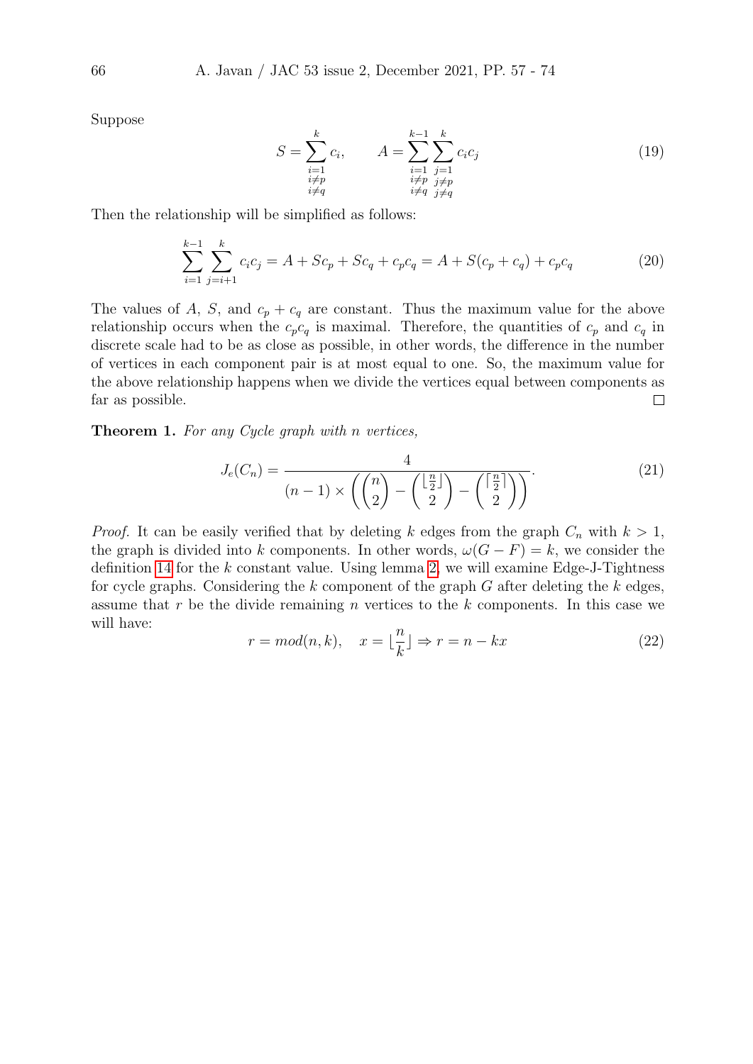Suppose

$$S = \sum_{\substack{i=1 \\ i \neq p \\ i \neq q}}^{k} c_i, \qquad A = \sum_{\substack{i=1 \\ i \neq p \\ i \neq q}}^{k-1} \sum_{\substack{j=1 \\ j \neq p \\ j \neq q}}^{k} c_i c_j \tag{19}$$

Then the relationship will be simplified as follows:

$$\sum_{i=1}^{k-1} \sum_{j=i+1}^{k} c_i c_j = A + Sc_p + Sc_q + c_p c_q = A + S(c_p + c_q) + c_p c_q \tag{20}$$

The values of $A$, $S$, and $c_p + c_q$ are constant. Thus the maximum value for the above relationship occurs when the $c_p c_q$ is maximal. Therefore, the quantities of $c_p$ and $c_q$ in discrete scale had to be as close as possible, in other words, the difference in the number of vertices in each component pair is at most equal to one. So, the maximum value for the above relationship happens when we divide the vertices equal between components as far as possible. $\square$

**Theorem 1.** *For any Cycle graph with $n$ vertices,*

$$J_e(C_n) = \frac{4}{(n-1) \times \left( \binom{n}{2} - \binom{\lfloor \frac{n}{2} \rfloor}{2} - \binom{\lceil \frac{n}{2} \rceil}{2} \right)}. \tag{21}$$

*Proof.* It can be easily verified that by deleting $k$ edges from the graph $C_n$ with $k > 1$, the graph is divided into $k$ components. In other words, $\omega(G - F) = k$, we consider the definition 14 for the $k$ constant value. Using lemma 2, we will examine Edge-J-Tightness for cycle graphs. Considering the $k$ component of the graph $G$ after deleting the $k$ edges, assume that $r$ be the divide remaining $n$ vertices to the $k$ components. In this case we will have:

$$r = mod(n, k), \quad x = \lfloor \frac{n}{k} \rfloor \Rightarrow r = n - kx \tag{22}$$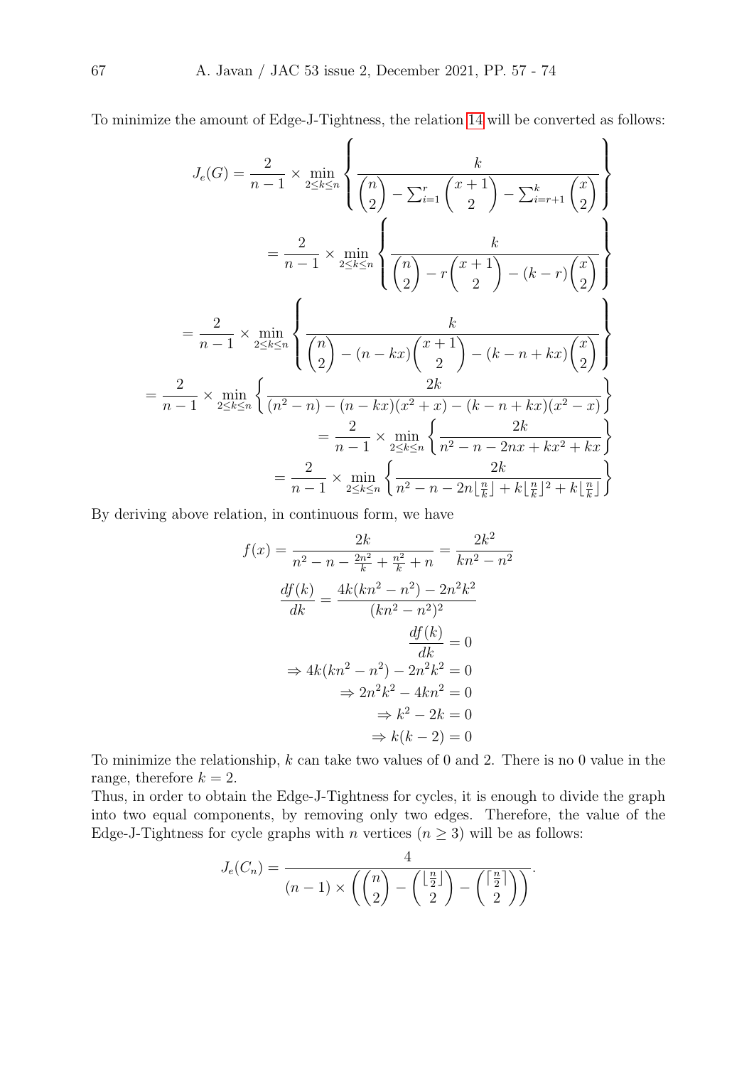To minimize the amount of Edge-J-Tightness, the relation 14 will be converted as follows:

$$J_e(G) = \frac{2}{n-1} \times \min_{2 \le k \le n} \left\{ \frac{k}{\binom{n}{2} - \sum_{i=1}^{r} \binom{x+1}{2} - \sum_{i=r+1}^{k} \binom{x}{2}} \right\}$$

$$= \frac{2}{n-1} \times \min_{2 \le k \le n} \left\{ \frac{k}{\binom{n}{2} - r\binom{x+1}{2} - (k-r)\binom{x}{2}} \right\}$$

$$= \frac{2}{n-1} \times \min_{2 \le k \le n} \left\{ \frac{k}{\binom{n}{2} - (n-kx)\binom{x+1}{2} - (k-n+kx)\binom{x}{2}} \right\}$$

$$= \frac{2}{n-1} \times \min_{2 \le k \le n} \left\{ \frac{2k}{(n^2-n) - (n-kx)(x^2+x) - (k-n+kx)(x^2-x)} \right\}$$

$$= \frac{2}{n-1} \times \min_{2 \le k \le n} \left\{ \frac{2k}{n^2 - n - 2nx + kx^2 + kx} \right\}$$

$$= \frac{2}{n-1} \times \min_{2 \le k \le n} \left\{ \frac{2k}{n^2 - n - 2n\lfloor \frac{n}{k} \rfloor + k\lfloor \frac{n}{k} \rfloor^2 + k\lfloor \frac{n}{k} \rfloor} \right\}$$

By deriving above relation, in continuous form, we have

$$f(x) = \frac{2k}{n^2 - n - \frac{2n^2}{k} + \frac{n^2}{k} + n} = \frac{2k^2}{kn^2 - n^2}$$

$$\frac{df(k)}{dk} = \frac{4k(kn^2 - n^2) - 2n^2k^2}{(kn^2 - n^2)^2}$$

$$\frac{df(k)}{dk} = 0$$

$$\Rightarrow 4k(kn^2 - n^2) - 2n^2k^2 = 0$$

$$\Rightarrow 2n^2k^2 - 4kn^2 = 0$$

$$\Rightarrow k^2 - 2k = 0$$

$$\Rightarrow k(k-2) = 0$$

To minimize the relationship, $k$ can take two values of 0 and 2. There is no 0 value in the range, therefore $k = 2$.

Thus, in order to obtain the Edge-J-Tightness for cycles, it is enough to divide the graph into two equal components, by removing only two edges. Therefore, the value of the Edge-J-Tightness for cycle graphs with $n$ vertices ($n \ge 3$) will be as follows:

$$J_e(C_n) = \frac{4}{(n-1) \times \left( \binom{n}{2} - \binom{\lfloor \frac{n}{2} \rfloor}{2} - \binom{\lceil \frac{n}{2} \rceil}{2} \right)}.$$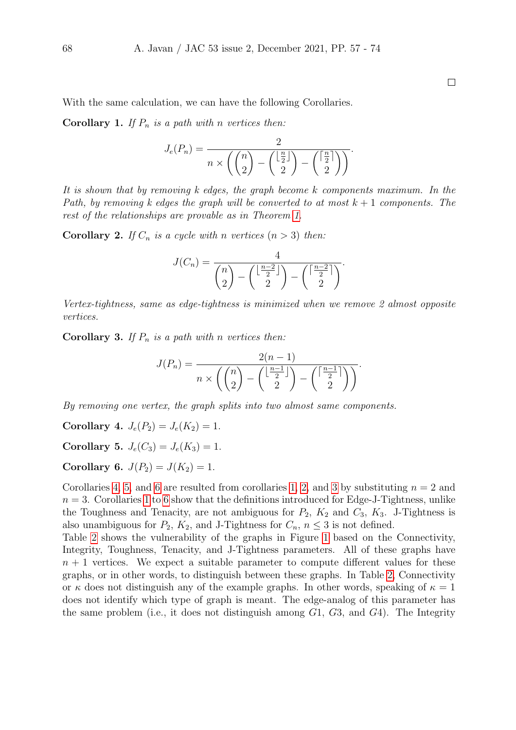□

With the same calculation, we can have the following Corollaries.

**Corollary 1.** *If $P_n$ is a path with $n$ vertices then:*

$$J_e(P_n) = \frac{2}{n \times \left( \binom{n}{2} - \binom{\lfloor \frac{n}{2} \rfloor}{2} - \binom{\lceil \frac{n}{2} \rceil}{2} \right)}.$$

*It is shown that by removing $k$ edges, the graph become $k$ components maximum. In the Path, by removing $k$ edges the graph will be converted to at most $k+1$ components. The rest of the relationships are provable as in Theorem 1.*

**Corollary 2.** *If $C_n$ is a cycle with $n$ vertices ($n > 3$) then:*

$$J(C_n) = \frac{4}{\binom{n}{2} - \binom{\lfloor \frac{n-2}{2} \rfloor}{2} - \binom{\lceil \frac{n-2}{2} \rceil}{2}}.$$

*Vertex-tightness, same as edge-tightness is minimized when we remove 2 almost opposite vertices.*

**Corollary 3.** *If $P_n$ is a path with $n$ vertices then:*

$$J(P_n) = \frac{2(n-1)}{n \times \left( \binom{n}{2} - \binom{\lfloor \frac{n-1}{2} \rfloor}{2} - \binom{\lceil \frac{n-1}{2} \rceil}{2} \right)}.$$

*By removing one vertex, the graph splits into two almost same components.*

**Corollary 4.** $J_e(P_2) = J_e(K_2) = 1$.

**Corollary 5.** $J_e(C_3) = J_e(K_3) = 1$.

**Corollary 6.** $J(P_2) = J(K_2) = 1$.

Corollaries 4, 5, and 6 are resulted from corollaries 1, 2, and 3 by substituting $n = 2$ and $n = 3$. Corollaries 1 to 6 show that the definitions introduced for Edge-J-Tightness, unlike the Toughness and Tenacity, are not ambiguous for $P_2$, $K_2$ and $C_3$, $K_3$. J-Tightness is also unambiguous for $P_2$, $K_2$, and J-Tightness for $C_n$, $n \leq 3$ is not defined.

Table 2 shows the vulnerability of the graphs in Figure 1 based on the Connectivity, Integrity, Toughness, Tenacity, and J-Tightness parameters. All of these graphs have $n+1$ vertices. We expect a suitable parameter to compute different values for these graphs, or in other words, to distinguish between these graphs. In Table 2, Connectivity or $\kappa$ does not distinguish any of the example graphs. In other words, speaking of $\kappa = 1$ does not identify which type of graph is meant. The edge-analog of this parameter has the same problem (i.e., it does not distinguish among $G1$, $G3$, and $G4$). The Integrity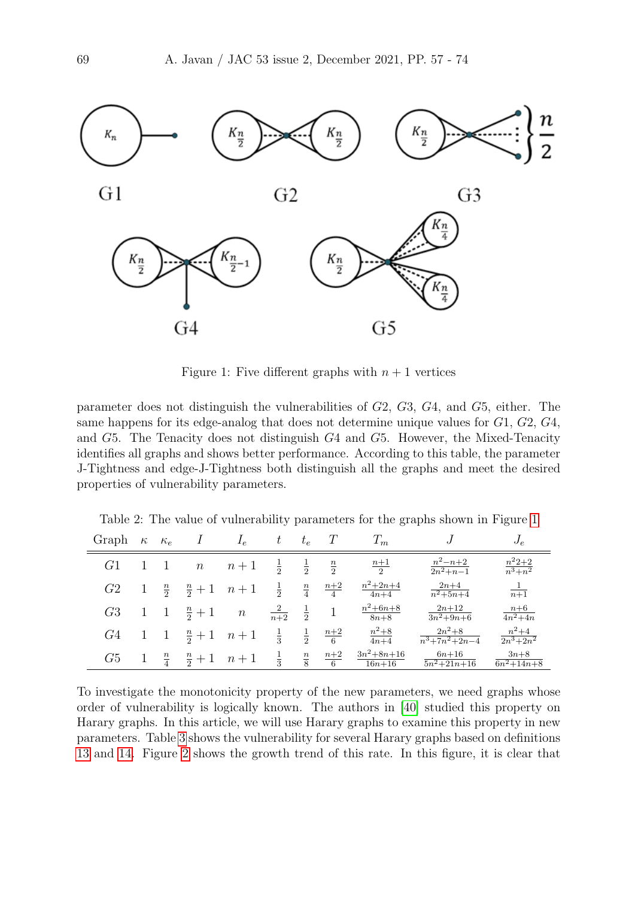Figure 1: Five different graphs with $n+1$ vertices

parameter does not distinguish the vulnerabilities of $G2$, $G3$, $G4$, and $G5$, either. The same happens for its edge-analog that does not determine unique values for $G1$, $G2$, $G4$, and $G5$. The Tenacity does not distinguish $G4$ and $G5$. However, the Mixed-Tenacity identifies all graphs and shows better performance. According to this table, the parameter J-Tightness and edge-J-Tightness both distinguish all the graphs and meet the desired properties of vulnerability parameters.

Table 2: The value of vulnerability parameters for the graphs shown in Figure 1

| Graph | $\kappa$ | $\kappa_e$ | $I$ | $I_e$ | $t$ | $t_e$ | $T$ | $T_m$ | $J$ | $J_e$ |
|---|---|---|---|---|---|---|---|---|---|---|
| $G1$ | 1 | 1 | $n$ | $n+1$ | $\frac{1}{2}$ | $\frac{1}{2}$ | $\frac{n}{2}$ | $\frac{n+1}{2}$ | $\frac{n^2-n+2}{2n^2+n-1}$ | $\frac{n^2 2+2}{n^3+n^2}$ |
| $G2$ | 1 | $\frac{n}{2}$ | $\frac{n}{2}+1$ | $n+1$ | $\frac{1}{2}$ | $\frac{n}{4}$ | $\frac{n+2}{4}$ | $\frac{n^2+2n+4}{4n+4}$ | $\frac{2n+4}{n^2+5n+4}$ | $\frac{1}{n+1}$ |
| $G3$ | 1 | 1 | $\frac{n}{2}+1$ | $n$ | $\frac{2}{n+2}$ | $\frac{1}{2}$ | 1 | $\frac{n^2+6n+8}{8n+8}$ | $\frac{2n+12}{3n^2+9n+6}$ | $\frac{n+6}{4n^2+4n}$ |
| $G4$ | 1 | 1 | $\frac{n}{2}+1$ | $n+1$ | $\frac{1}{3}$ | $\frac{1}{2}$ | $\frac{n+2}{6}$ | $\frac{n^2+8}{4n+4}$ | $\frac{2n^2+8}{n^3+7n^2+2n-4}$ | $\frac{n^2+4}{2n^3+2n^2}$ |
| $G5$ | 1 | $\frac{n}{4}$ | $\frac{n}{2}+1$ | $n+1$ | $\frac{1}{3}$ | $\frac{n}{8}$ | $\frac{n+2}{6}$ | $\frac{3n^2+8n+16}{16n+16}$ | $\frac{6n+16}{5n^2+21n+16}$ | $\frac{3n+8}{6n^2+14n+8}$ |

To investigate the monotonicity property of the new parameters, we need graphs whose order of vulnerability is logically known. The authors in [40] studied this property on Harary graphs. In this article, we will use Harary graphs to examine this property in new parameters. Table 3 shows the vulnerability for several Harary graphs based on definitions 13 and 14. Figure 2 shows the growth trend of this rate. In this figure, it is clear that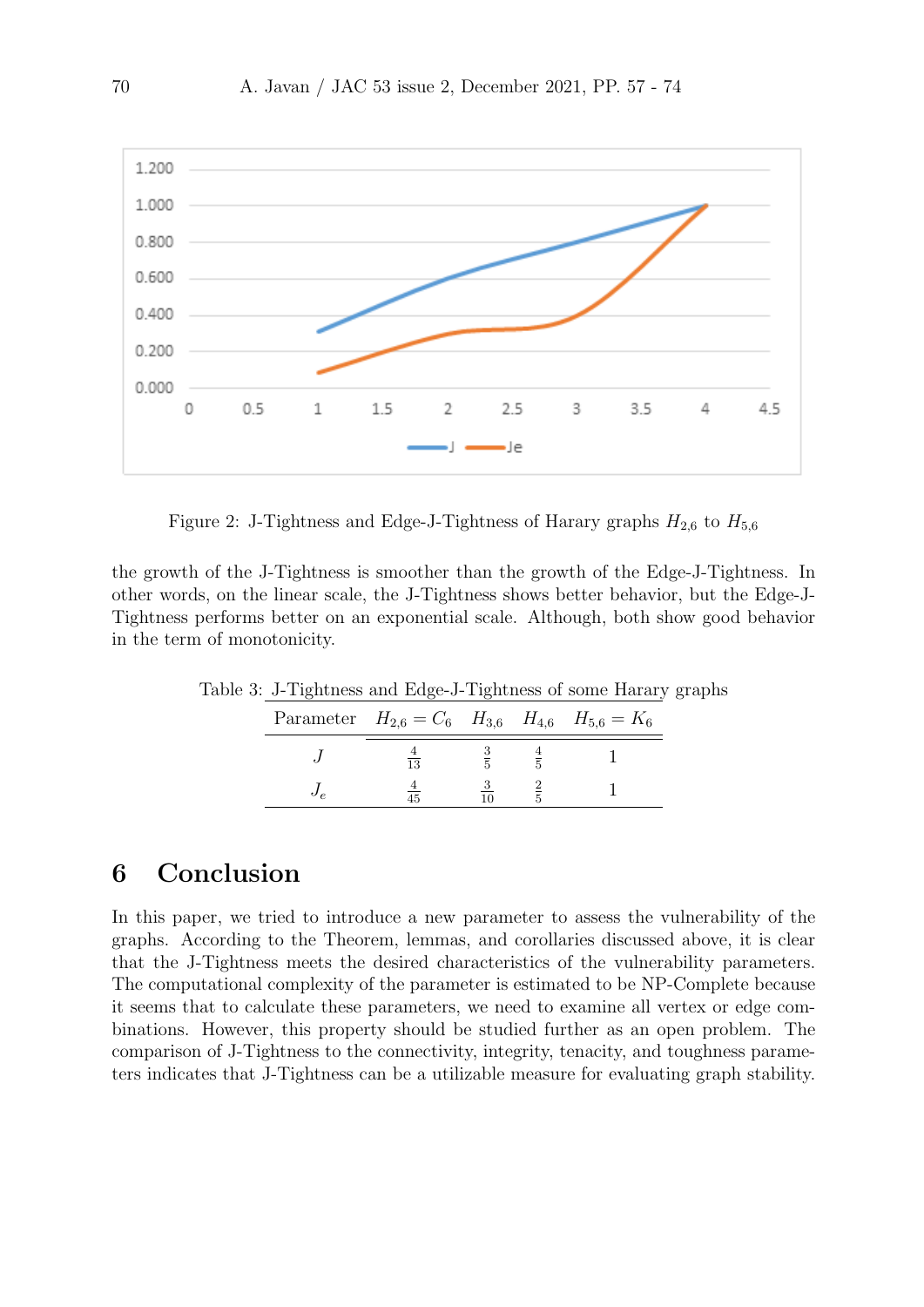Figure 2: J-Tightness and Edge-J-Tightness of Harary graphs $H_{2,6}$ to $H_{5,6}$

the growth of the J-Tightness is smoother than the growth of the Edge-J-Tightness. In other words, on the linear scale, the J-Tightness shows better behavior, but the Edge-J-Tightness performs better on an exponential scale. Although, both show good behavior in the term of monotonicity.

Table 3: J-Tightness and Edge-J-Tightness of some Harary graphs

| Parameter | $H_{2,6} = C_6$ | $H_{3,6}$ | $H_{4,6}$ | $H_{5,6} = K_6$ |
|---|---|---|---|---|
| $J$ | $\frac{4}{13}$ | $\frac{3}{5}$ | $\frac{4}{5}$ | 1 |
| $J_e$ | $\frac{4}{45}$ | $\frac{3}{10}$ | $\frac{2}{5}$ | 1 |

## 6 Conclusion

In this paper, we tried to introduce a new parameter to assess the vulnerability of the graphs. According to the Theorem, lemmas, and corollaries discussed above, it is clear that the J-Tightness meets the desired characteristics of the vulnerability parameters. The computational complexity of the parameter is estimated to be NP-Complete because it seems that to calculate these parameters, we need to examine all vertex or edge combinations. However, this property should be studied further as an open problem. The comparison of J-Tightness to the connectivity, integrity, tenacity, and toughness parameters indicates that J-Tightness can be a utilizable measure for evaluating graph stability.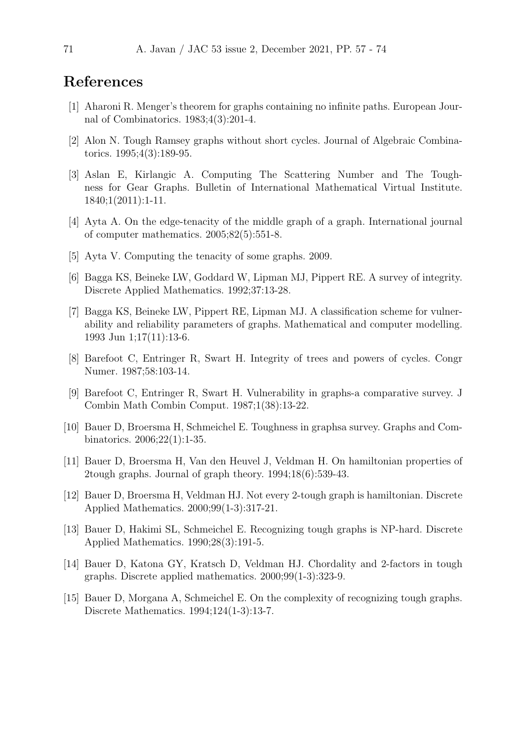# References

[1] Aharoni R. Menger's theorem for graphs containing no infinite paths. European Journal of Combinatorics. 1983;4(3):201-4.

[2] Alon N. Tough Ramsey graphs without short cycles. Journal of Algebraic Combinatorics. 1995;4(3):189-95.

[3] Aslan E, Kirlangic A. Computing The Scattering Number and The Toughness for Gear Graphs. Bulletin of International Mathematical Virtual Institute. 1840;1(2011):1-11.

[4] Ayta A. On the edge-tenacity of the middle graph of a graph. International journal of computer mathematics. 2005;82(5):551-8.

[5] Ayta V. Computing the tenacity of some graphs. 2009.

[6] Bagga KS, Beineke LW, Goddard W, Lipman MJ, Pippert RE. A survey of integrity. Discrete Applied Mathematics. 1992;37:13-28.

[7] Bagga KS, Beineke LW, Pippert RE, Lipman MJ. A classification scheme for vulnerability and reliability parameters of graphs. Mathematical and computer modelling. 1993 Jun 1;17(11):13-6.

[8] Barefoot C, Entringer R, Swart H. Integrity of trees and powers of cycles. Congr Numer. 1987;58:103-14.

[9] Barefoot C, Entringer R, Swart H. Vulnerability in graphs-a comparative survey. J Combin Math Combin Comput. 1987;1(38):13-22.

[10] Bauer D, Broersma H, Schmeichel E. Toughness in graphsa survey. Graphs and Combinatorics. 2006;22(1):1-35.

[11] Bauer D, Broersma H, Van den Heuvel J, Veldman H. On hamiltonian properties of 2tough graphs. Journal of graph theory. 1994;18(6):539-43.

[12] Bauer D, Broersma H, Veldman HJ. Not every 2-tough graph is hamiltonian. Discrete Applied Mathematics. 2000;99(1-3):317-21.

[13] Bauer D, Hakimi SL, Schmeichel E. Recognizing tough graphs is NP-hard. Discrete Applied Mathematics. 1990;28(3):191-5.

[14] Bauer D, Katona GY, Kratsch D, Veldman HJ. Chordality and 2-factors in tough graphs. Discrete applied mathematics. 2000;99(1-3):323-9.

[15] Bauer D, Morgana A, Schmeichel E. On the complexity of recognizing tough graphs. Discrete Mathematics. 1994;124(1-3):13-7.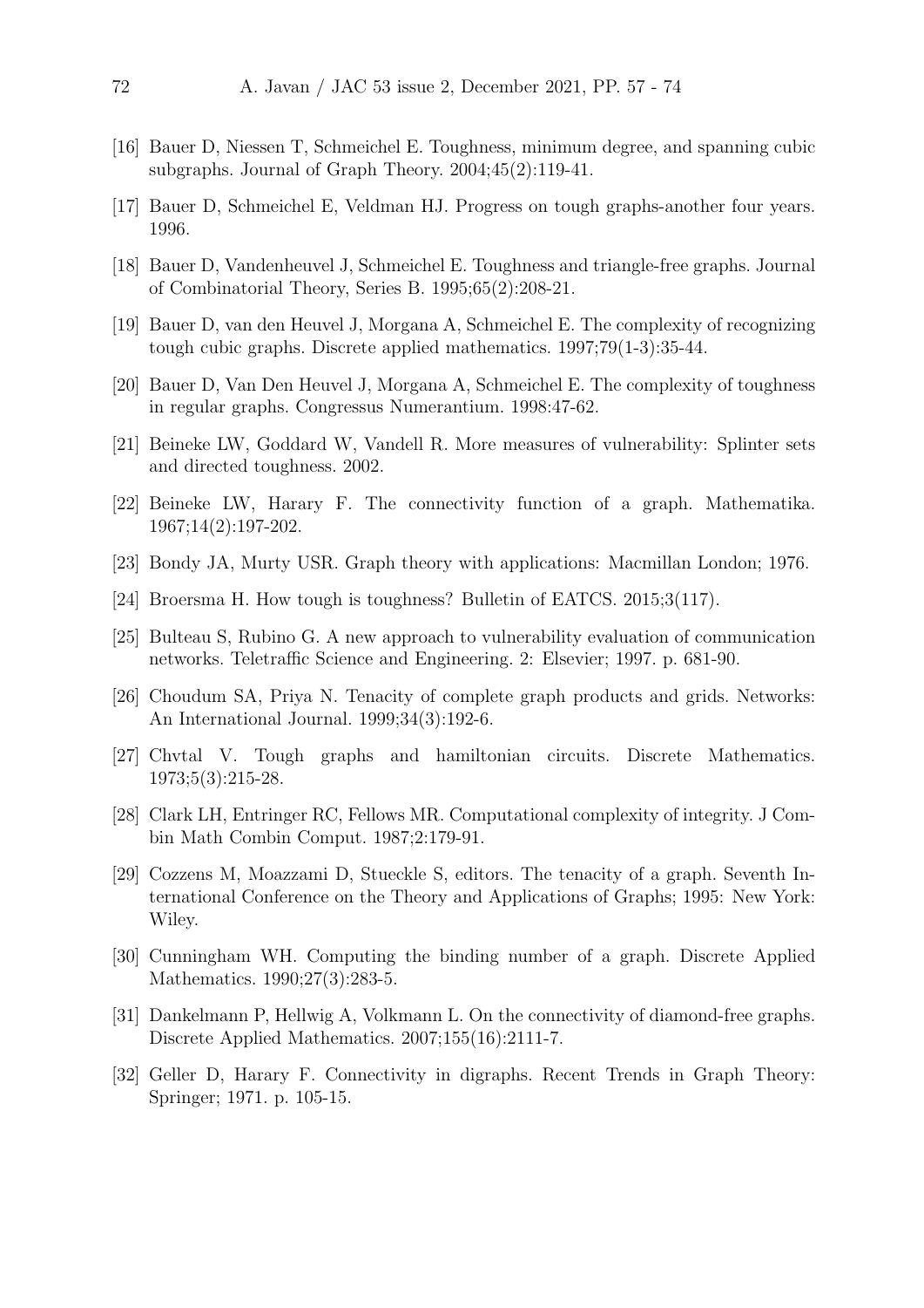[16] Bauer D, Niessen T, Schmeichel E. Toughness, minimum degree, and spanning cubic subgraphs. Journal of Graph Theory. 2004;45(2):119-41.

[17] Bauer D, Schmeichel E, Veldman HJ. Progress on tough graphs-another four years. 1996.

[18] Bauer D, Vandenheuvel J, Schmeichel E. Toughness and triangle-free graphs. Journal of Combinatorial Theory, Series B. 1995;65(2):208-21.

[19] Bauer D, van den Heuvel J, Morgana A, Schmeichel E. The complexity of recognizing tough cubic graphs. Discrete applied mathematics. 1997;79(1-3):35-44.

[20] Bauer D, Van Den Heuvel J, Morgana A, Schmeichel E. The complexity of toughness in regular graphs. Congressus Numerantium. 1998:47-62.

[21] Beineke LW, Goddard W, Vandell R. More measures of vulnerability: Splinter sets and directed toughness. 2002.

[22] Beineke LW, Harary F. The connectivity function of a graph. Mathematika. 1967;14(2):197-202.

[23] Bondy JA, Murty USR. Graph theory with applications: Macmillan London; 1976.

[24] Broersma H. How tough is toughness? Bulletin of EATCS. 2015;3(117).

[25] Bulteau S, Rubino G. A new approach to vulnerability evaluation of communication networks. Teletraffic Science and Engineering. 2: Elsevier; 1997. p. 681-90.

[26] Choudum SA, Priya N. Tenacity of complete graph products and grids. Networks: An International Journal. 1999;34(3):192-6.

[27] Chvtal V. Tough graphs and hamiltonian circuits. Discrete Mathematics. 1973;5(3):215-28.

[28] Clark LH, Entringer RC, Fellows MR. Computational complexity of integrity. J Combin Math Combin Comput. 1987;2:179-91.

[29] Cozzens M, Moazzami D, Stueckle S, editors. The tenacity of a graph. Seventh International Conference on the Theory and Applications of Graphs; 1995: New York: Wiley.

[30] Cunningham WH. Computing the binding number of a graph. Discrete Applied Mathematics. 1990;27(3):283-5.

[31] Dankelmann P, Hellwig A, Volkmann L. On the connectivity of diamond-free graphs. Discrete Applied Mathematics. 2007;155(16):2111-7.

[32] Geller D, Harary F. Connectivity in digraphs. Recent Trends in Graph Theory: Springer; 1971. p. 105-15.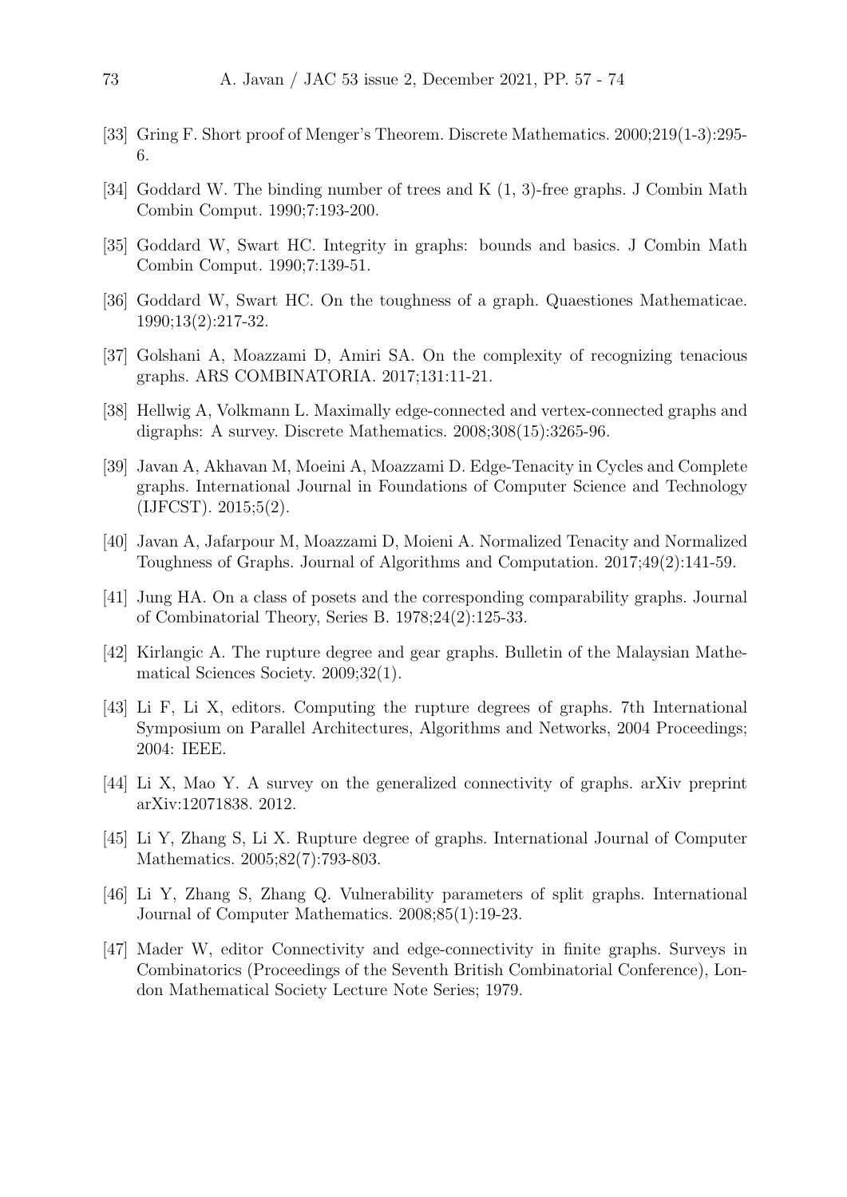[33] Gring F. Short proof of Menger's Theorem. Discrete Mathematics. 2000;219(1-3):295-6.

[34] Goddard W. The binding number of trees and K (1, 3)-free graphs. J Combin Math Combin Comput. 1990;7:193-200.

[35] Goddard W, Swart HC. Integrity in graphs: bounds and basics. J Combin Math Combin Comput. 1990;7:139-51.

[36] Goddard W, Swart HC. On the toughness of a graph. Quaestiones Mathematicae. 1990;13(2):217-32.

[37] Golshani A, Moazzami D, Amiri SA. On the complexity of recognizing tenacious graphs. ARS COMBINATORIA. 2017;131:11-21.

[38] Hellwig A, Volkmann L. Maximally edge-connected and vertex-connected graphs and digraphs: A survey. Discrete Mathematics. 2008;308(15):3265-96.

[39] Javan A, Akhavan M, Moeini A, Moazzami D. Edge-Tenacity in Cycles and Complete graphs. International Journal in Foundations of Computer Science and Technology (IJFCST). 2015;5(2).

[40] Javan A, Jafarpour M, Moazzami D, Moieni A. Normalized Tenacity and Normalized Toughness of Graphs. Journal of Algorithms and Computation. 2017;49(2):141-59.

[41] Jung HA. On a class of posets and the corresponding comparability graphs. Journal of Combinatorial Theory, Series B. 1978;24(2):125-33.

[42] Kirlangic A. The rupture degree and gear graphs. Bulletin of the Malaysian Mathematical Sciences Society. 2009;32(1).

[43] Li F, Li X, editors. Computing the rupture degrees of graphs. 7th International Symposium on Parallel Architectures, Algorithms and Networks, 2004 Proceedings; 2004: IEEE.

[44] Li X, Mao Y. A survey on the generalized connectivity of graphs. arXiv preprint arXiv:12071838. 2012.

[45] Li Y, Zhang S, Li X. Rupture degree of graphs. International Journal of Computer Mathematics. 2005;82(7):793-803.

[46] Li Y, Zhang S, Zhang Q. Vulnerability parameters of split graphs. International Journal of Computer Mathematics. 2008;85(1):19-23.

[47] Mader W, editor Connectivity and edge-connectivity in finite graphs. Surveys in Combinatorics (Proceedings of the Seventh British Combinatorial Conference), London Mathematical Society Lecture Note Series; 1979.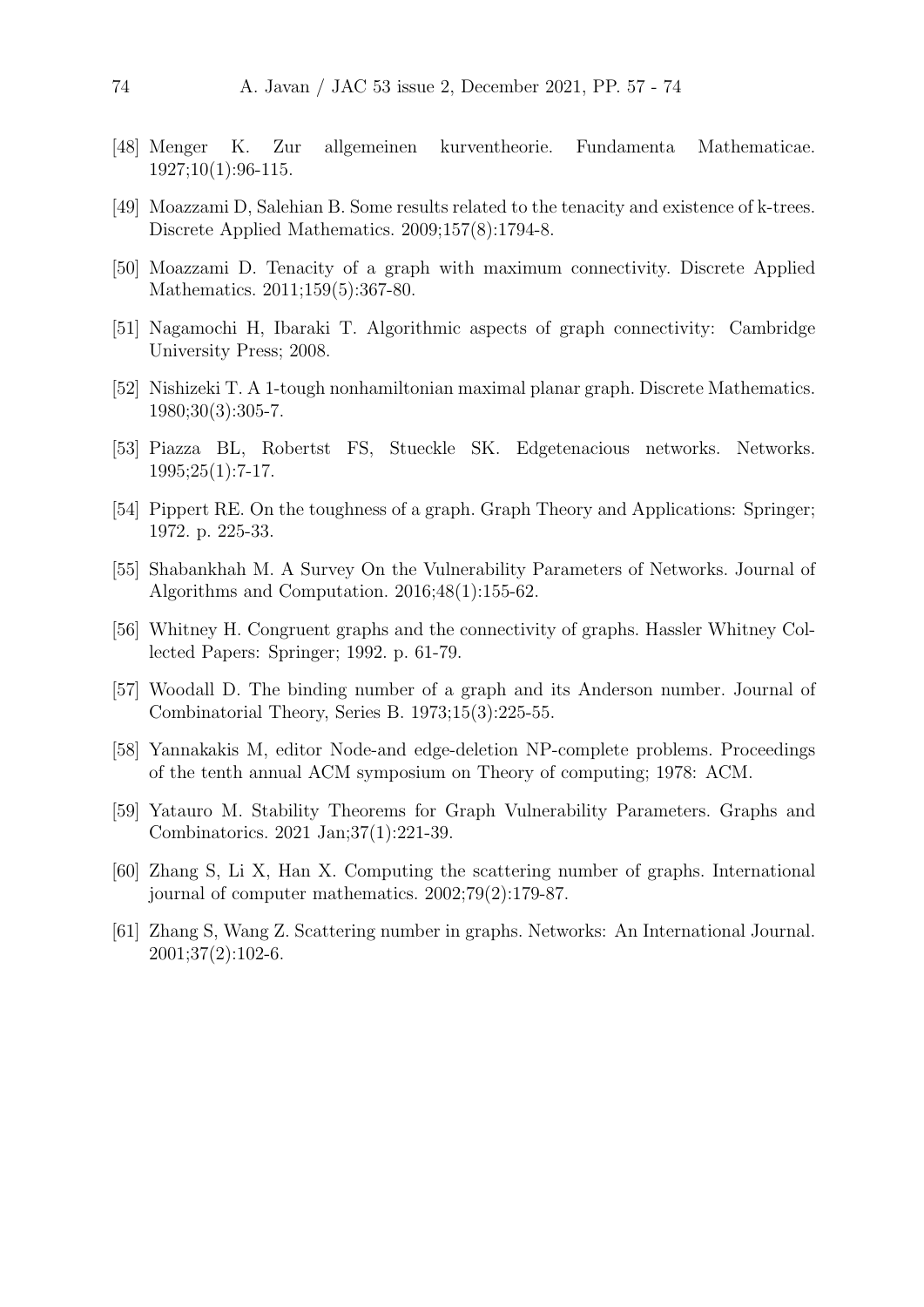[48] Menger K. Zur allgemeinen kurventheorie. Fundamenta Mathematicae. 1927;10(1):96-115.

[49] Moazzami D, Salehian B. Some results related to the tenacity and existence of k-trees. Discrete Applied Mathematics. 2009;157(8):1794-8.

[50] Moazzami D. Tenacity of a graph with maximum connectivity. Discrete Applied Mathematics. 2011;159(5):367-80.

[51] Nagamochi H, Ibaraki T. Algorithmic aspects of graph connectivity: Cambridge University Press; 2008.

[52] Nishizeki T. A 1-tough nonhamiltonian maximal planar graph. Discrete Mathematics. 1980;30(3):305-7.

[53] Piazza BL, Robertst FS, Stueckle SK. Edgetenacious networks. Networks. 1995;25(1):7-17.

[54] Pippert RE. On the toughness of a graph. Graph Theory and Applications: Springer; 1972. p. 225-33.

[55] Shabankhah M. A Survey On the Vulnerability Parameters of Networks. Journal of Algorithms and Computation. 2016;48(1):155-62.

[56] Whitney H. Congruent graphs and the connectivity of graphs. Hassler Whitney Collected Papers: Springer; 1992. p. 61-79.

[57] Woodall D. The binding number of a graph and its Anderson number. Journal of Combinatorial Theory, Series B. 1973;15(3):225-55.

[58] Yannakakis M, editor Node-and edge-deletion NP-complete problems. Proceedings of the tenth annual ACM symposium on Theory of computing; 1978: ACM.

[59] Yatauro M. Stability Theorems for Graph Vulnerability Parameters. Graphs and Combinatorics. 2021 Jan;37(1):221-39.

[60] Zhang S, Li X, Han X. Computing the scattering number of graphs. International journal of computer mathematics. 2002;79(2):179-87.

[61] Zhang S, Wang Z. Scattering number in graphs. Networks: An International Journal. 2001;37(2):102-6.